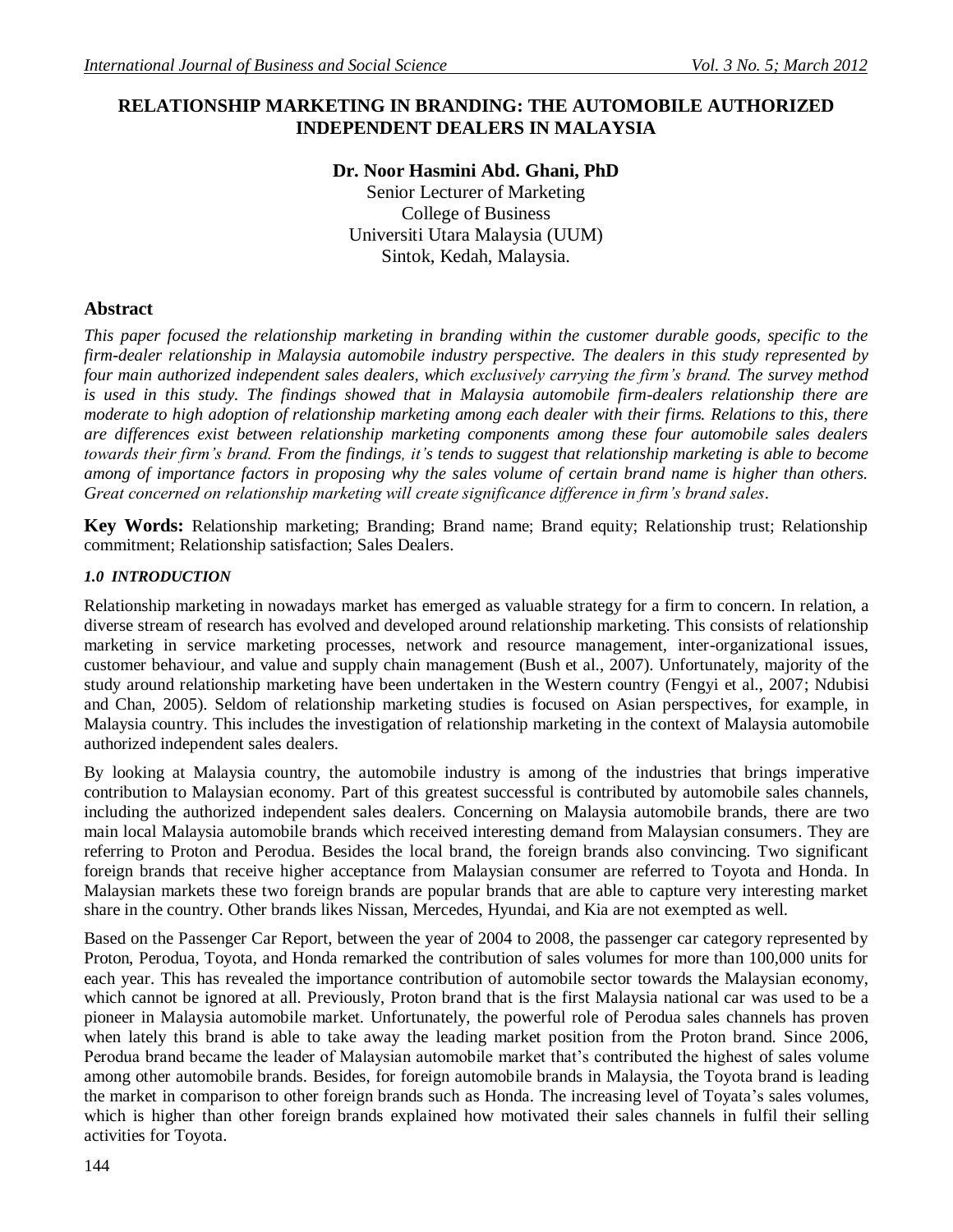# RELATIONSHIP MARKETING IN BRANDING: THE AUTOMOBILE AUTHORIZED INDEPENDENT DEALERS IN MALAYSIA

**Dr. Noor Hasmini Abd. Ghani, PhD**
Senior Lecturer of Marketing
College of Business
Universiti Utara Malaysia (UUM)
Sintok, Kedah, Malaysia.

## Abstract

*This paper focused the relationship marketing in branding within the customer durable goods, specific to the firm-dealer relationship in Malaysia automobile industry perspective. The dealers in this study represented by four main authorized independent sales dealers, which exclusively carrying the firm's brand. The survey method is used in this study. The findings showed that in Malaysia automobile firm-dealers relationship there are moderate to high adoption of relationship marketing among each dealer with their firms. Relations to this, there are differences exist between relationship marketing components among these four automobile sales dealers towards their firm's brand. From the findings, it's tends to suggest that relationship marketing is able to become among of importance factors in proposing why the sales volume of certain brand name is higher than others. Great concerned on relationship marketing will create significance difference in firm's brand sales.*

**Key Words:** Relationship marketing; Branding; Brand name; Brand equity; Relationship trust; Relationship commitment; Relationship satisfaction; Sales Dealers.

### *1.0 INTRODUCTION*

Relationship marketing in nowadays market has emerged as valuable strategy for a firm to concern. In relation, a diverse stream of research has evolved and developed around relationship marketing. This consists of relationship marketing in service marketing processes, network and resource management, inter-organizational issues, customer behaviour, and value and supply chain management (Bush et al., 2007). Unfortunately, majority of the study around relationship marketing have been undertaken in the Western country (Fengyi et al., 2007; Ndubisi and Chan, 2005). Seldom of relationship marketing studies is focused on Asian perspectives, for example, in Malaysia country. This includes the investigation of relationship marketing in the context of Malaysia automobile authorized independent sales dealers.

By looking at Malaysia country, the automobile industry is among of the industries that brings imperative contribution to Malaysian economy. Part of this greatest successful is contributed by automobile sales channels, including the authorized independent sales dealers. Concerning on Malaysia automobile brands, there are two main local Malaysia automobile brands which received interesting demand from Malaysian consumers. They are referring to Proton and Perodua. Besides the local brand, the foreign brands also convincing. Two significant foreign brands that receive higher acceptance from Malaysian consumer are referred to Toyota and Honda. In Malaysian markets these two foreign brands are popular brands that are able to capture very interesting market share in the country. Other brands likes Nissan, Mercedes, Hyundai, and Kia are not exempted as well.

Based on the Passenger Car Report, between the year of 2004 to 2008, the passenger car category represented by Proton, Perodua, Toyota, and Honda remarked the contribution of sales volumes for more than 100,000 units for each year. This has revealed the importance contribution of automobile sector towards the Malaysian economy, which cannot be ignored at all. Previously, Proton brand that is the first Malaysia national car was used to be a pioneer in Malaysia automobile market. Unfortunately, the powerful role of Perodua sales channels has proven when lately this brand is able to take away the leading market position from the Proton brand. Since 2006, Perodua brand became the leader of Malaysian automobile market that's contributed the highest of sales volume among other automobile brands. Besides, for foreign automobile brands in Malaysia, the Toyota brand is leading the market in comparison to other foreign brands such as Honda. The increasing level of Toyata's sales volumes, which is higher than other foreign brands explained how motivated their sales channels in fulfil their selling activities for Toyota.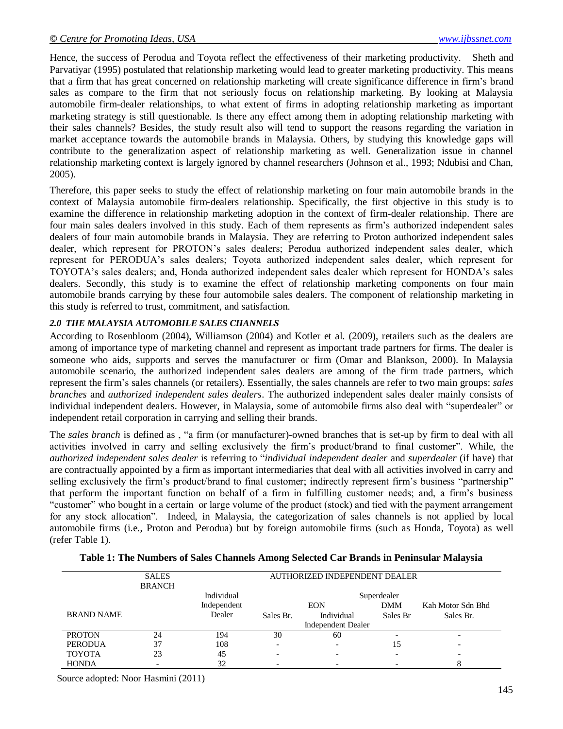Hence, the success of Perodua and Toyota reflect the effectiveness of their marketing productivity. Sheth and Parvatiyar (1995) postulated that relationship marketing would lead to greater marketing productivity. This means that a firm that has great concerned on relationship marketing will create significance difference in firm's brand sales as compare to the firm that not seriously focus on relationship marketing. By looking at Malaysia automobile firm-dealer relationships, to what extent of firms in adopting relationship marketing as important marketing strategy is still questionable. Is there any effect among them in adopting relationship marketing with their sales channels? Besides, the study result also will tend to support the reasons regarding the variation in market acceptance towards the automobile brands in Malaysia. Others, by studying this knowledge gaps will contribute to the generalization aspect of relationship marketing as well. Generalization issue in channel relationship marketing context is largely ignored by channel researchers (Johnson et al., 1993; Ndubisi and Chan, 2005).

Therefore, this paper seeks to study the effect of relationship marketing on four main automobile brands in the context of Malaysia automobile firm-dealers relationship. Specifically, the first objective in this study is to examine the difference in relationship marketing adoption in the context of firm-dealer relationship. There are four main sales dealers involved in this study. Each of them represents as firm's authorized independent sales dealers of four main automobile brands in Malaysia. They are referring to Proton authorized independent sales dealer, which represent for PROTON's sales dealers; Perodua authorized independent sales dealer, which represent for PERODUA's sales dealers; Toyota authorized independent sales dealer, which represent for TOYOTA's sales dealers; and, Honda authorized independent sales dealer which represent for HONDA's sales dealers. Secondly, this study is to examine the effect of relationship marketing components on four main automobile brands carrying by these four automobile sales dealers. The component of relationship marketing in this study is referred to trust, commitment, and satisfaction.

### *2.0 THE MALAYSIA AUTOMOBILE SALES CHANNELS*

According to Rosenbloom (2004), Williamson (2004) and Kotler et al. (2009), retailers such as the dealers are among of importance type of marketing channel and represent as important trade partners for firms. The dealer is someone who aids, supports and serves the manufacturer or firm (Omar and Blankson, 2000). In Malaysia automobile scenario, the authorized independent sales dealers are among of the firm trade partners, which represent the firm's sales channels (or retailers). Essentially, the sales channels are refer to two main groups: *sales branches* and *authorized independent sales dealers*. The authorized independent sales dealer mainly consists of individual independent dealers. However, in Malaysia, some of automobile firms also deal with "superdealer" or independent retail corporation in carrying and selling their brands.

The *sales branch* is defined as , "a firm (or manufacturer)-owned branches that is set-up by firm to deal with all activities involved in carry and selling exclusively the firm's product/brand to final customer". While, the *authorized independent sales dealer* is referring to "*individual independent dealer* and *superdealer* (if have) that are contractually appointed by a firm as important intermediaries that deal with all activities involved in carry and selling exclusively the firm's product/brand to final customer; indirectly represent firm's business "partnership" that perform the important function on behalf of a firm in fulfilling customer needs; and, a firm's business "customer" who bought in a certain or large volume of the product (stock) and tied with the payment arrangement for any stock allocation". Indeed, in Malaysia, the categorization of sales channels is not applied by local automobile firms (i.e., Proton and Perodua) but by foreign automobile firms (such as Honda, Toyota) as well (refer Table 1).

**Table 1: The Numbers of Sales Channels Among Selected Car Brands in Peninsular Malaysia**

| | SALES BRANCH | AUTHORIZED INDEPENDENT DEALER | | | | |
|---|---|---|---|---|---|---|
| | | Individual Independent | Superdealer | | | |
| | | | EON | | DMM | Kah Motor Sdn Bhd |
| BRAND NAME | | Dealer | Sales Br. | Individual Independent Dealer | Sales Br | Sales Br. |
| PROTON | 24 | 194 | 30 | 60 | - | - |
| PERODUA | 37 | 108 | - | - | 15 | - |
| TOYOTA | 23 | 45 | - | - | - | - |
| HONDA | - | 32 | - | - | - | 8 |

Source adopted: Noor Hasmini (2011)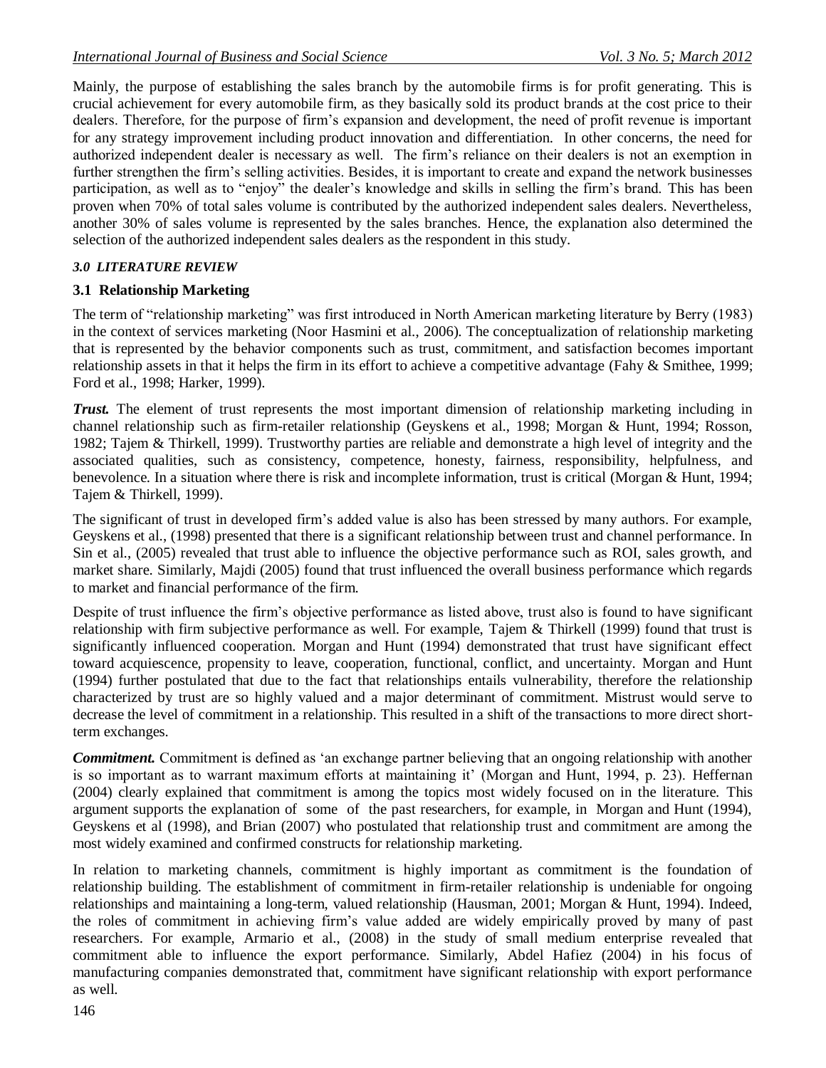Mainly, the purpose of establishing the sales branch by the automobile firms is for profit generating. This is crucial achievement for every automobile firm, as they basically sold its product brands at the cost price to their dealers. Therefore, for the purpose of firm's expansion and development, the need of profit revenue is important for any strategy improvement including product innovation and differentiation. In other concerns, the need for authorized independent dealer is necessary as well. The firm's reliance on their dealers is not an exemption in further strengthen the firm's selling activities. Besides, it is important to create and expand the network businesses participation, as well as to "enjoy" the dealer's knowledge and skills in selling the firm's brand. This has been proven when 70% of total sales volume is contributed by the authorized independent sales dealers. Nevertheless, another 30% of sales volume is represented by the sales branches. Hence, the explanation also determined the selection of the authorized independent sales dealers as the respondent in this study.

## *3.0 LITERATURE REVIEW*

### 3.1 Relationship Marketing

The term of "relationship marketing" was first introduced in North American marketing literature by Berry (1983) in the context of services marketing (Noor Hasmini et al., 2006). The conceptualization of relationship marketing that is represented by the behavior components such as trust, commitment, and satisfaction becomes important relationship assets in that it helps the firm in its effort to achieve a competitive advantage (Fahy & Smithee, 1999; Ford et al., 1998; Harker, 1999).

***Trust.*** The element of trust represents the most important dimension of relationship marketing including in channel relationship such as firm-retailer relationship (Geyskens et al., 1998; Morgan & Hunt, 1994; Rosson, 1982; Tajem & Thirkell, 1999). Trustworthy parties are reliable and demonstrate a high level of integrity and the associated qualities, such as consistency, competence, honesty, fairness, responsibility, helpfulness, and benevolence. In a situation where there is risk and incomplete information, trust is critical (Morgan & Hunt, 1994; Tajem & Thirkell, 1999).

The significant of trust in developed firm's added value is also has been stressed by many authors. For example, Geyskens et al., (1998) presented that there is a significant relationship between trust and channel performance. In Sin et al., (2005) revealed that trust able to influence the objective performance such as ROI, sales growth, and market share. Similarly, Majdi (2005) found that trust influenced the overall business performance which regards to market and financial performance of the firm.

Despite of trust influence the firm's objective performance as listed above, trust also is found to have significant relationship with firm subjective performance as well. For example, Tajem & Thirkell (1999) found that trust is significantly influenced cooperation. Morgan and Hunt (1994) demonstrated that trust have significant effect toward acquiescence, propensity to leave, cooperation, functional, conflict, and uncertainty. Morgan and Hunt (1994) further postulated that due to the fact that relationships entails vulnerability, therefore the relationship characterized by trust are so highly valued and a major determinant of commitment. Mistrust would serve to decrease the level of commitment in a relationship. This resulted in a shift of the transactions to more direct short-term exchanges.

***Commitment.*** Commitment is defined as 'an exchange partner believing that an ongoing relationship with another is so important as to warrant maximum efforts at maintaining it' (Morgan and Hunt, 1994, p. 23). Heffernan (2004) clearly explained that commitment is among the topics most widely focused on in the literature. This argument supports the explanation of some of the past researchers, for example, in Morgan and Hunt (1994), Geyskens et al (1998), and Brian (2007) who postulated that relationship trust and commitment are among the most widely examined and confirmed constructs for relationship marketing.

In relation to marketing channels, commitment is highly important as commitment is the foundation of relationship building. The establishment of commitment in firm-retailer relationship is undeniable for ongoing relationships and maintaining a long-term, valued relationship (Hausman, 2001; Morgan & Hunt, 1994). Indeed, the roles of commitment in achieving firm's value added are widely empirically proved by many of past researchers. For example, Armario et al., (2008) in the study of small medium enterprise revealed that commitment able to influence the export performance. Similarly, Abdel Hafiez (2004) in his focus of manufacturing companies demonstrated that, commitment have significant relationship with export performance as well.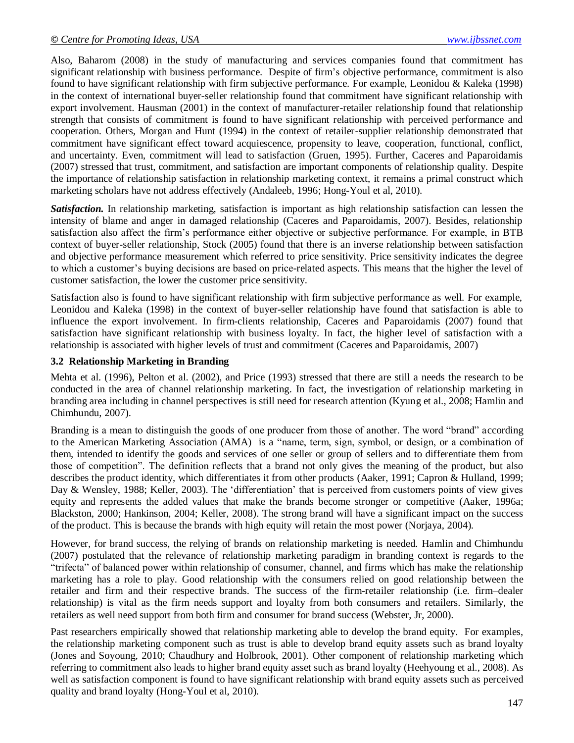Also, Baharom (2008) in the study of manufacturing and services companies found that commitment has significant relationship with business performance. Despite of firm's objective performance, commitment is also found to have significant relationship with firm subjective performance. For example, Leonidou & Kaleka (1998) in the context of international buyer-seller relationship found that commitment have significant relationship with export involvement. Hausman (2001) in the context of manufacturer-retailer relationship found that relationship strength that consists of commitment is found to have significant relationship with perceived performance and cooperation. Others, Morgan and Hunt (1994) in the context of retailer-supplier relationship demonstrated that commitment have significant effect toward acquiescence, propensity to leave, cooperation, functional, conflict, and uncertainty. Even, commitment will lead to satisfaction (Gruen, 1995). Further, Caceres and Paparoidamis (2007) stressed that trust, commitment, and satisfaction are important components of relationship quality. Despite the importance of relationship satisfaction in relationship marketing context, it remains a primal construct which marketing scholars have not address effectively (Andaleeb, 1996; Hong-Youl et al, 2010).

***Satisfaction.*** In relationship marketing, satisfaction is important as high relationship satisfaction can lessen the intensity of blame and anger in damaged relationship (Caceres and Paparoidamis, 2007). Besides, relationship satisfaction also affect the firm's performance either objective or subjective performance. For example, in BTB context of buyer-seller relationship, Stock (2005) found that there is an inverse relationship between satisfaction and objective performance measurement which referred to price sensitivity. Price sensitivity indicates the degree to which a customer's buying decisions are based on price-related aspects. This means that the higher the level of customer satisfaction, the lower the customer price sensitivity.

Satisfaction also is found to have significant relationship with firm subjective performance as well. For example, Leonidou and Kaleka (1998) in the context of buyer-seller relationship have found that satisfaction is able to influence the export involvement. In firm-clients relationship, Caceres and Paparoidamis (2007) found that satisfaction have significant relationship with business loyalty. In fact, the higher level of satisfaction with a relationship is associated with higher levels of trust and commitment (Caceres and Paparoidamis, 2007)

### 3.2 Relationship Marketing in Branding

Mehta et al. (1996), Pelton et al. (2002), and Price (1993) stressed that there are still a needs the research to be conducted in the area of channel relationship marketing. In fact, the investigation of relationship marketing in branding area including in channel perspectives is still need for research attention (Kyung et al., 2008; Hamlin and Chimhundu, 2007).

Branding is a mean to distinguish the goods of one producer from those of another. The word "brand" according to the American Marketing Association (AMA) is a "name, term, sign, symbol, or design, or a combination of them, intended to identify the goods and services of one seller or group of sellers and to differentiate them from those of competition". The definition reflects that a brand not only gives the meaning of the product, but also describes the product identity, which differentiates it from other products (Aaker, 1991; Capron & Hulland, 1999; Day & Wensley, 1988; Keller, 2003). The 'differentiation' that is perceived from customers points of view gives equity and represents the added values that make the brands become stronger or competitive (Aaker, 1996a; Blackston, 2000; Hankinson, 2004; Keller, 2008). The strong brand will have a significant impact on the success of the product. This is because the brands with high equity will retain the most power (Norjaya, 2004).

However, for brand success, the relying of brands on relationship marketing is needed. Hamlin and Chimhundu (2007) postulated that the relevance of relationship marketing paradigm in branding context is regards to the "trifecta" of balanced power within relationship of consumer, channel, and firms which has make the relationship marketing has a role to play. Good relationship with the consumers relied on good relationship between the retailer and firm and their respective brands. The success of the firm-retailer relationship (i.e. firm–dealer relationship) is vital as the firm needs support and loyalty from both consumers and retailers. Similarly, the retailers as well need support from both firm and consumer for brand success (Webster, Jr, 2000).

Past researchers empirically showed that relationship marketing able to develop the brand equity. For examples, the relationship marketing component such as trust is able to develop brand equity assets such as brand loyalty (Jones and Soyoung, 2010; Chaudhury and Holbrook, 2001). Other component of relationship marketing which referring to commitment also leads to higher brand equity asset such as brand loyalty (Heehyoung et al., 2008). As well as satisfaction component is found to have significant relationship with brand equity assets such as perceived quality and brand loyalty (Hong-Youl et al, 2010).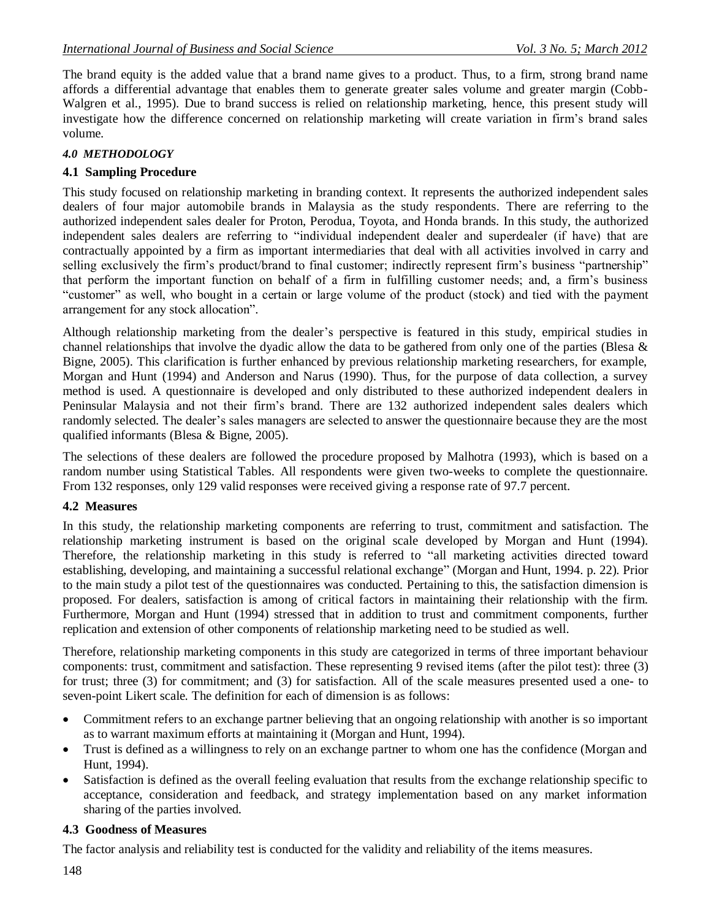The brand equity is the added value that a brand name gives to a product. Thus, to a firm, strong brand name affords a differential advantage that enables them to generate greater sales volume and greater margin (Cobb-Walgren et al., 1995). Due to brand success is relied on relationship marketing, hence, this present study will investigate how the difference concerned on relationship marketing will create variation in firm's brand sales volume.

### *4.0 METHODOLOGY*

### 4.1 Sampling Procedure

This study focused on relationship marketing in branding context. It represents the authorized independent sales dealers of four major automobile brands in Malaysia as the study respondents. There are referring to the authorized independent sales dealer for Proton, Perodua, Toyota, and Honda brands. In this study, the authorized independent sales dealers are referring to "individual independent dealer and superdealer (if have) that are contractually appointed by a firm as important intermediaries that deal with all activities involved in carry and selling exclusively the firm's product/brand to final customer; indirectly represent firm's business "partnership" that perform the important function on behalf of a firm in fulfilling customer needs; and, a firm's business "customer" as well, who bought in a certain or large volume of the product (stock) and tied with the payment arrangement for any stock allocation".

Although relationship marketing from the dealer's perspective is featured in this study, empirical studies in channel relationships that involve the dyadic allow the data to be gathered from only one of the parties (Blesa & Bigne, 2005). This clarification is further enhanced by previous relationship marketing researchers, for example, Morgan and Hunt (1994) and Anderson and Narus (1990). Thus, for the purpose of data collection, a survey method is used. A questionnaire is developed and only distributed to these authorized independent dealers in Peninsular Malaysia and not their firm's brand. There are 132 authorized independent sales dealers which randomly selected. The dealer's sales managers are selected to answer the questionnaire because they are the most qualified informants (Blesa & Bigne, 2005).

The selections of these dealers are followed the procedure proposed by Malhotra (1993), which is based on a random number using Statistical Tables. All respondents were given two-weeks to complete the questionnaire. From 132 responses, only 129 valid responses were received giving a response rate of 97.7 percent.

### 4.2 Measures

In this study, the relationship marketing components are referring to trust, commitment and satisfaction. The relationship marketing instrument is based on the original scale developed by Morgan and Hunt (1994). Therefore, the relationship marketing in this study is referred to "all marketing activities directed toward establishing, developing, and maintaining a successful relational exchange" (Morgan and Hunt, 1994. p. 22). Prior to the main study a pilot test of the questionnaires was conducted. Pertaining to this, the satisfaction dimension is proposed. For dealers, satisfaction is among of critical factors in maintaining their relationship with the firm. Furthermore, Morgan and Hunt (1994) stressed that in addition to trust and commitment components, further replication and extension of other components of relationship marketing need to be studied as well.

Therefore, relationship marketing components in this study are categorized in terms of three important behaviour components: trust, commitment and satisfaction. These representing 9 revised items (after the pilot test): three (3) for trust; three (3) for commitment; and (3) for satisfaction. All of the scale measures presented used a one- to seven-point Likert scale. The definition for each of dimension is as follows:

- Commitment refers to an exchange partner believing that an ongoing relationship with another is so important as to warrant maximum efforts at maintaining it (Morgan and Hunt, 1994).
- Trust is defined as a willingness to rely on an exchange partner to whom one has the confidence (Morgan and Hunt, 1994).
- Satisfaction is defined as the overall feeling evaluation that results from the exchange relationship specific to acceptance, consideration and feedback, and strategy implementation based on any market information sharing of the parties involved.

### 4.3 Goodness of Measures

The factor analysis and reliability test is conducted for the validity and reliability of the items measures.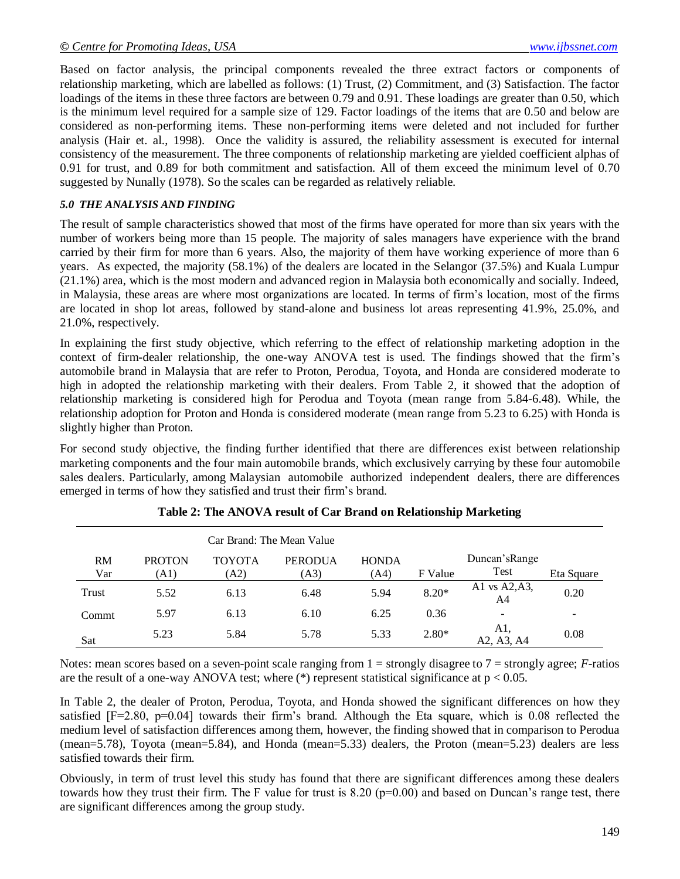Based on factor analysis, the principal components revealed the three extract factors or components of relationship marketing, which are labelled as follows: (1) Trust, (2) Commitment, and (3) Satisfaction. The factor loadings of the items in these three factors are between 0.79 and 0.91. These loadings are greater than 0.50, which is the minimum level required for a sample size of 129. Factor loadings of the items that are 0.50 and below are considered as non-performing items. These non-performing items were deleted and not included for further analysis (Hair et. al., 1998). Once the validity is assured, the reliability assessment is executed for internal consistency of the measurement. The three components of relationship marketing are yielded coefficient alphas of 0.91 for trust, and 0.89 for both commitment and satisfaction. All of them exceed the minimum level of 0.70 suggested by Nunally (1978). So the scales can be regarded as relatively reliable.

### *5.0 THE ANALYSIS AND FINDING*

The result of sample characteristics showed that most of the firms have operated for more than six years with the number of workers being more than 15 people. The majority of sales managers have experience with the brand carried by their firm for more than 6 years. Also, the majority of them have working experience of more than 6 years. As expected, the majority (58.1%) of the dealers are located in the Selangor (37.5%) and Kuala Lumpur (21.1%) area, which is the most modern and advanced region in Malaysia both economically and socially. Indeed, in Malaysia, these areas are where most organizations are located. In terms of firm's location, most of the firms are located in shop lot areas, followed by stand-alone and business lot areas representing 41.9%, 25.0%, and 21.0%, respectively.

In explaining the first study objective, which referring to the effect of relationship marketing adoption in the context of firm-dealer relationship, the one-way ANOVA test is used. The findings showed that the firm's automobile brand in Malaysia that are refer to Proton, Perodua, Toyota, and Honda are considered moderate to high in adopted the relationship marketing with their dealers. From Table 2, it showed that the adoption of relationship marketing is considered high for Perodua and Toyota (mean range from 5.84-6.48). While, the relationship adoption for Proton and Honda is considered moderate (mean range from 5.23 to 6.25) with Honda is slightly higher than Proton.

For second study objective, the finding further identified that there are differences exist between relationship marketing components and the four main automobile brands, which exclusively carrying by these four automobile sales dealers. Particularly, among Malaysian automobile authorized independent dealers, there are differences emerged in terms of how they satisfied and trust their firm's brand.

**Table 2: The ANOVA result of Car Brand on Relationship Marketing**

| | Car Brand: The Mean Value | | | | | | |
|---|---|---|---|---|---|---|---|
| RM Var | PROTON (A1) | TOYOTA (A2) | PERODUA (A3) | HONDA (A4) | F Value | Duncan's Range Test | Eta Square |
| Trust | 5.52 | 6.13 | 6.48 | 5.94 | 8.20* | A1 vs A2, A3, A4 | 0.20 |
| Commt | 5.97 | 6.13 | 6.10 | 6.25 | 0.36 | - | - |
| Sat | 5.23 | 5.84 | 5.78 | 5.33 | 2.80* | A1, A2, A3, A4 | 0.08 |

Notes: mean scores based on a seven-point scale ranging from 1 = strongly disagree to 7 = strongly agree; *F*-ratios are the result of a one-way ANOVA test; where (*) represent statistical significance at $p < 0.05$.

In Table 2, the dealer of Proton, Perodua, Toyota, and Honda showed the significant differences on how they satisfied [F=2.80, p=0.04] towards their firm's brand. Although the Eta square, which is 0.08 reflected the medium level of satisfaction differences among them, however, the finding showed that in comparison to Perodua (mean=5.78), Toyota (mean=5.84), and Honda (mean=5.33) dealers, the Proton (mean=5.23) dealers are less satisfied towards their firm.

Obviously, in term of trust level this study has found that there are significant differences among these dealers towards how they trust their firm. The F value for trust is 8.20 (p=0.00) and based on Duncan's range test, there are significant differences among the group study.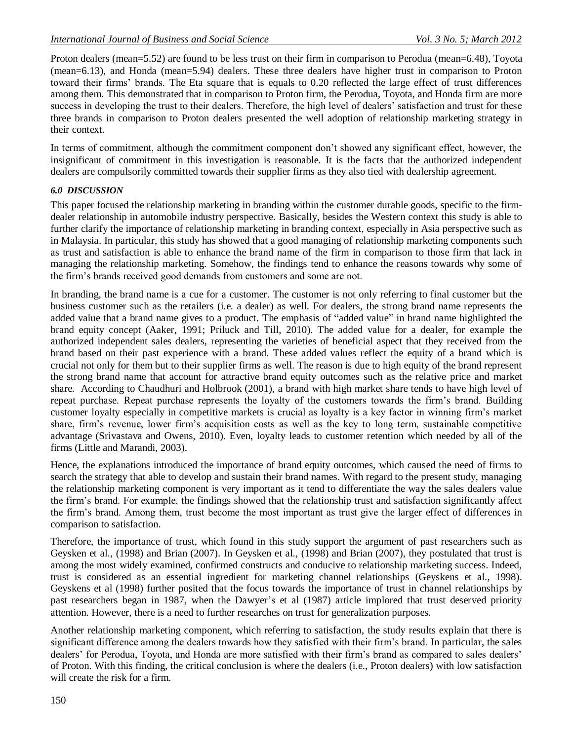Proton dealers (mean=5.52) are found to be less trust on their firm in comparison to Perodua (mean=6.48), Toyota (mean=6.13), and Honda (mean=5.94) dealers. These three dealers have higher trust in comparison to Proton toward their firms' brands. The Eta square that is equals to 0.20 reflected the large effect of trust differences among them. This demonstrated that in comparison to Proton firm, the Perodua, Toyota, and Honda firm are more success in developing the trust to their dealers. Therefore, the high level of dealers' satisfaction and trust for these three brands in comparison to Proton dealers presented the well adoption of relationship marketing strategy in their context.

In terms of commitment, although the commitment component don't showed any significant effect, however, the insignificant of commitment in this investigation is reasonable. It is the facts that the authorized independent dealers are compulsorily committed towards their supplier firms as they also tied with dealership agreement.

### *6.0 DISCUSSION*

This paper focused the relationship marketing in branding within the customer durable goods, specific to the firm-dealer relationship in automobile industry perspective. Basically, besides the Western context this study is able to further clarify the importance of relationship marketing in branding context, especially in Asia perspective such as in Malaysia. In particular, this study has showed that a good managing of relationship marketing components such as trust and satisfaction is able to enhance the brand name of the firm in comparison to those firm that lack in managing the relationship marketing. Somehow, the findings tend to enhance the reasons towards why some of the firm's brands received good demands from customers and some are not.

In branding, the brand name is a cue for a customer. The customer is not only referring to final customer but the business customer such as the retailers (i.e. a dealer) as well. For dealers, the strong brand name represents the added value that a brand name gives to a product. The emphasis of "added value" in brand name highlighted the brand equity concept (Aaker, 1991; Priluck and Till, 2010). The added value for a dealer, for example the authorized independent sales dealers, representing the varieties of beneficial aspect that they received from the brand based on their past experience with a brand. These added values reflect the equity of a brand which is crucial not only for them but to their supplier firms as well. The reason is due to high equity of the brand represent the strong brand name that account for attractive brand equity outcomes such as the relative price and market share. According to Chaudhuri and Holbrook (2001), a brand with high market share tends to have high level of repeat purchase. Repeat purchase represents the loyalty of the customers towards the firm's brand. Building customer loyalty especially in competitive markets is crucial as loyalty is a key factor in winning firm's market share, firm's revenue, lower firm's acquisition costs as well as the key to long term, sustainable competitive advantage (Srivastava and Owens, 2010). Even, loyalty leads to customer retention which needed by all of the firms (Little and Marandi, 2003).

Hence, the explanations introduced the importance of brand equity outcomes, which caused the need of firms to search the strategy that able to develop and sustain their brand names. With regard to the present study, managing the relationship marketing component is very important as it tend to differentiate the way the sales dealers value the firm's brand. For example, the findings showed that the relationship trust and satisfaction significantly affect the firm's brand. Among them, trust become the most important as trust give the larger effect of differences in comparison to satisfaction.

Therefore, the importance of trust, which found in this study support the argument of past researchers such as Geysken et al., (1998) and Brian (2007). In Geysken et al., (1998) and Brian (2007), they postulated that trust is among the most widely examined, confirmed constructs and conducive to relationship marketing success. Indeed, trust is considered as an essential ingredient for marketing channel relationships (Geyskens et al., 1998). Geyskens et al (1998) further posited that the focus towards the importance of trust in channel relationships by past researchers began in 1987, when the Dawyer's et al (1987) article implored that trust deserved priority attention. However, there is a need to further researches on trust for generalization purposes.

Another relationship marketing component, which referring to satisfaction, the study results explain that there is significant difference among the dealers towards how they satisfied with their firm's brand. In particular, the sales dealers' for Perodua, Toyota, and Honda are more satisfied with their firm's brand as compared to sales dealers' of Proton. With this finding, the critical conclusion is where the dealers (i.e., Proton dealers) with low satisfaction will create the risk for a firm.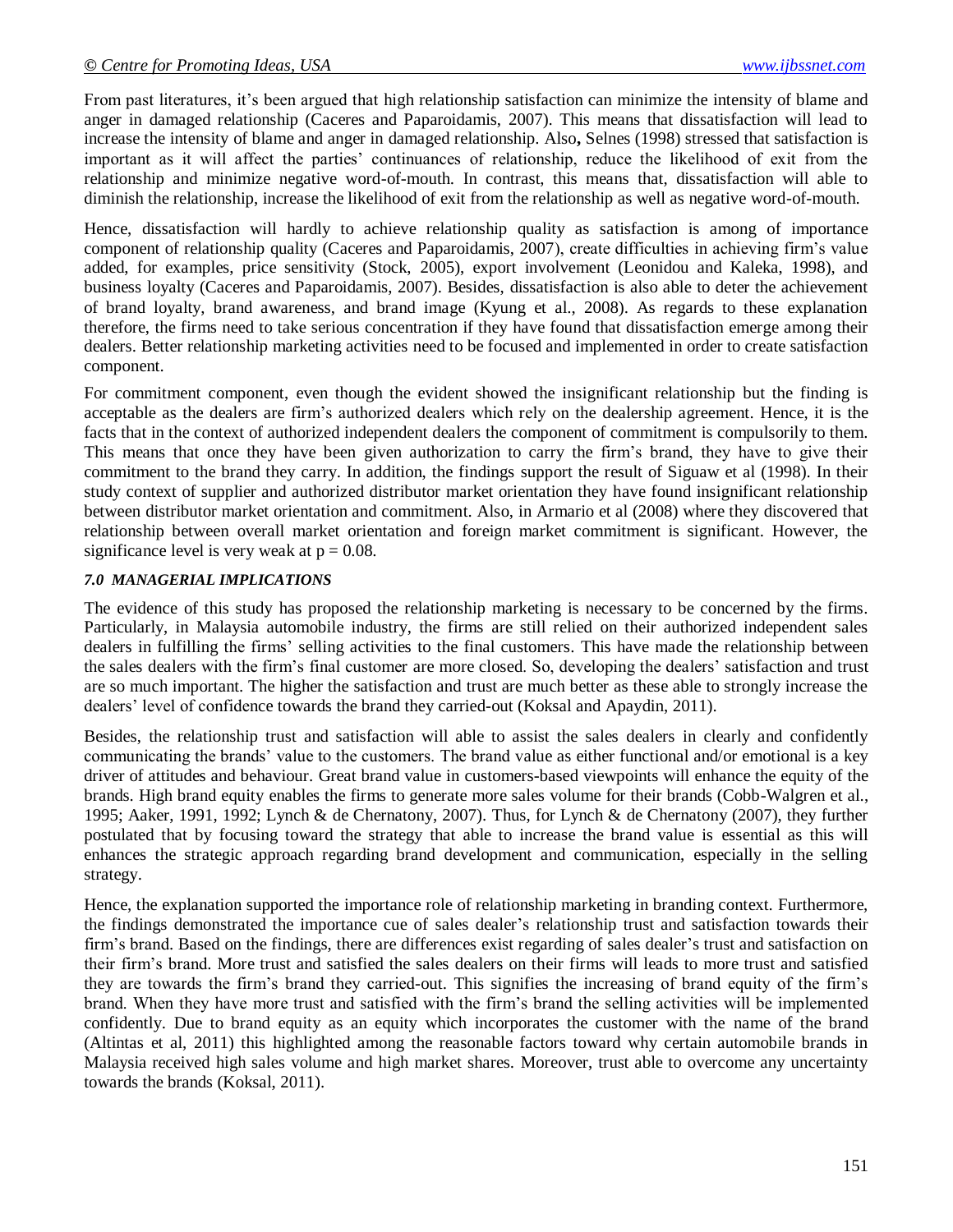From past literatures, it's been argued that high relationship satisfaction can minimize the intensity of blame and anger in damaged relationship (Caceres and Paparoidamis, 2007). This means that dissatisfaction will lead to increase the intensity of blame and anger in damaged relationship. Also**,** Selnes (1998) stressed that satisfaction is important as it will affect the parties' continuances of relationship, reduce the likelihood of exit from the relationship and minimize negative word-of-mouth. In contrast, this means that, dissatisfaction will able to diminish the relationship, increase the likelihood of exit from the relationship as well as negative word-of-mouth.

Hence, dissatisfaction will hardly to achieve relationship quality as satisfaction is among of importance component of relationship quality (Caceres and Paparoidamis, 2007), create difficulties in achieving firm's value added, for examples, price sensitivity (Stock, 2005), export involvement (Leonidou and Kaleka, 1998), and business loyalty (Caceres and Paparoidamis, 2007). Besides, dissatisfaction is also able to deter the achievement of brand loyalty, brand awareness, and brand image (Kyung et al., 2008). As regards to these explanation therefore, the firms need to take serious concentration if they have found that dissatisfaction emerge among their dealers. Better relationship marketing activities need to be focused and implemented in order to create satisfaction component.

For commitment component, even though the evident showed the insignificant relationship but the finding is acceptable as the dealers are firm's authorized dealers which rely on the dealership agreement. Hence, it is the facts that in the context of authorized independent dealers the component of commitment is compulsorily to them. This means that once they have been given authorization to carry the firm's brand, they have to give their commitment to the brand they carry. In addition, the findings support the result of Siguaw et al (1998). In their study context of supplier and authorized distributor market orientation they have found insignificant relationship between distributor market orientation and commitment. Also, in Armario et al (2008) where they discovered that relationship between overall market orientation and foreign market commitment is significant. However, the significance level is very weak at $p = 0.08$.

### *7.0 MANAGERIAL IMPLICATIONS*

The evidence of this study has proposed the relationship marketing is necessary to be concerned by the firms. Particularly, in Malaysia automobile industry, the firms are still relied on their authorized independent sales dealers in fulfilling the firms' selling activities to the final customers. This have made the relationship between the sales dealers with the firm's final customer are more closed. So, developing the dealers' satisfaction and trust are so much important. The higher the satisfaction and trust are much better as these able to strongly increase the dealers' level of confidence towards the brand they carried-out (Koksal and Apaydin, 2011).

Besides, the relationship trust and satisfaction will able to assist the sales dealers in clearly and confidently communicating the brands' value to the customers. The brand value as either functional and/or emotional is a key driver of attitudes and behaviour. Great brand value in customers-based viewpoints will enhance the equity of the brands. High brand equity enables the firms to generate more sales volume for their brands (Cobb-Walgren et al., 1995; Aaker, 1991, 1992; Lynch & de Chernatony, 2007). Thus, for Lynch & de Chernatony (2007), they further postulated that by focusing toward the strategy that able to increase the brand value is essential as this will enhances the strategic approach regarding brand development and communication, especially in the selling strategy.

Hence, the explanation supported the importance role of relationship marketing in branding context. Furthermore, the findings demonstrated the importance cue of sales dealer's relationship trust and satisfaction towards their firm's brand. Based on the findings, there are differences exist regarding of sales dealer's trust and satisfaction on their firm's brand. More trust and satisfied the sales dealers on their firms will leads to more trust and satisfied they are towards the firm's brand they carried-out. This signifies the increasing of brand equity of the firm's brand. When they have more trust and satisfied with the firm's brand the selling activities will be implemented confidently. Due to brand equity as an equity which incorporates the customer with the name of the brand (Altintas et al, 2011) this highlighted among the reasonable factors toward why certain automobile brands in Malaysia received high sales volume and high market shares. Moreover, trust able to overcome any uncertainty towards the brands (Koksal, 2011).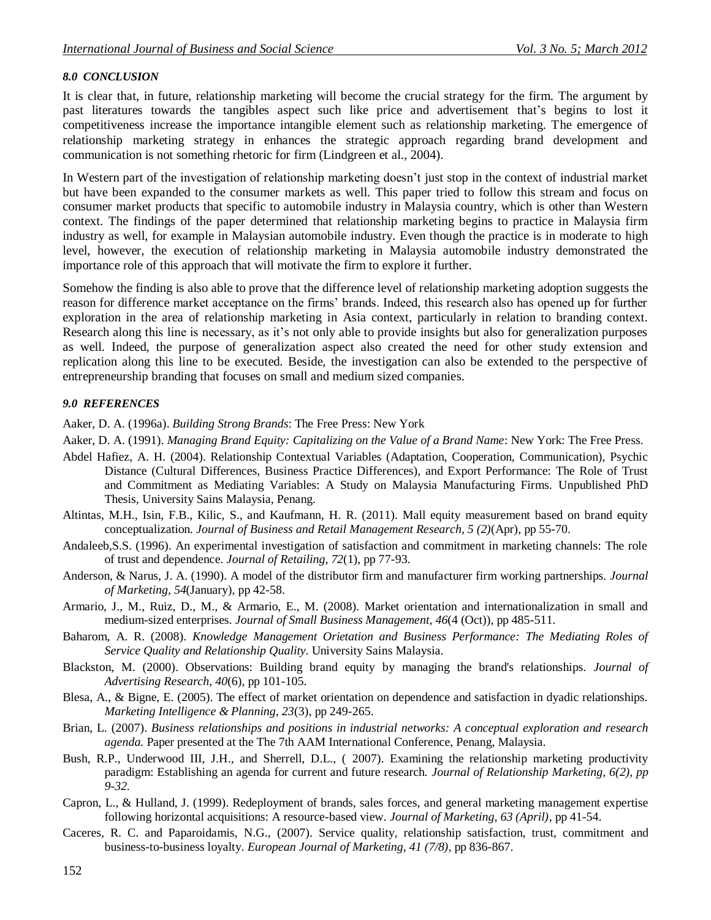### *8.0 CONCLUSION*

It is clear that, in future, relationship marketing will become the crucial strategy for the firm. The argument by past literatures towards the tangibles aspect such like price and advertisement that's begins to lost it competitiveness increase the importance intangible element such as relationship marketing. The emergence of relationship marketing strategy in enhances the strategic approach regarding brand development and communication is not something rhetoric for firm (Lindgreen et al., 2004).

In Western part of the investigation of relationship marketing doesn't just stop in the context of industrial market but have been expanded to the consumer markets as well. This paper tried to follow this stream and focus on consumer market products that specific to automobile industry in Malaysia country, which is other than Western context. The findings of the paper determined that relationship marketing begins to practice in Malaysia firm industry as well, for example in Malaysian automobile industry. Even though the practice is in moderate to high level, however, the execution of relationship marketing in Malaysia automobile industry demonstrated the importance role of this approach that will motivate the firm to explore it further.

Somehow the finding is also able to prove that the difference level of relationship marketing adoption suggests the reason for difference market acceptance on the firms' brands. Indeed, this research also has opened up for further exploration in the area of relationship marketing in Asia context, particularly in relation to branding context. Research along this line is necessary, as it's not only able to provide insights but also for generalization purposes as well. Indeed, the purpose of generalization aspect also created the need for other study extension and replication along this line to be executed. Beside, the investigation can also be extended to the perspective of entrepreneurship branding that focuses on small and medium sized companies.

### *9.0 REFERENCES*

Aaker, D. A. (1996a). *Building Strong Brands*: The Free Press: New York

Aaker, D. A. (1991). *Managing Brand Equity: Capitalizing on the Value of a Brand Name*: New York: The Free Press.

Abdel Hafiez, A. H. (2004). Relationship Contextual Variables (Adaptation, Cooperation, Communication), Psychic Distance (Cultural Differences, Business Practice Differences), and Export Performance: The Role of Trust and Commitment as Mediating Variables: A Study on Malaysia Manufacturing Firms. Unpublished PhD Thesis, University Sains Malaysia, Penang.

Altintas, M.H., Isin, F.B., Kilic, S., and Kaufmann, H. R. (2011). Mall equity measurement based on brand equity conceptualization. *Journal of Business and Retail Management Research, 5 (2)*(Apr), pp 55-70.

Andaleeb,S.S. (1996). An experimental investigation of satisfaction and commitment in marketing channels: The role of trust and dependence. *Journal of Retailing, 72*(1), pp 77-93.

Anderson, & Narus, J. A. (1990). A model of the distributor firm and manufacturer firm working partnerships. *Journal of Marketing, 54*(January), pp 42-58.

Armario, J., M., Ruiz, D., M., & Armario, E., M. (2008). Market orientation and internationalization in small and medium-sized enterprises. *Journal of Small Business Management, 46*(4 (Oct)), pp 485-511.

Baharom, A. R. (2008). *Knowledge Management Orietation and Business Performance: The Mediating Roles of Service Quality and Relationship Quality*. University Sains Malaysia.

Blackston, M. (2000). Observations: Building brand equity by managing the brand's relationships. *Journal of Advertising Research, 40*(6), pp 101-105.

Blesa, A., & Bigne, E. (2005). The effect of market orientation on dependence and satisfaction in dyadic relationships. *Marketing Intelligence & Planning, 23*(3), pp 249-265.

Brian, L. (2007). *Business relationships and positions in industrial networks: A conceptual exploration and research agenda.* Paper presented at the The 7th AAM International Conference, Penang, Malaysia.

Bush, R.P., Underwood III, J.H., and Sherrell, D.L., ( 2007). Examining the relationship marketing productivity paradigm: Establishing an agenda for current and future research. *Journal of Relationship Marketing, 6(2), pp 9-32.*

Capron, L., & Hulland, J. (1999). Redeployment of brands, sales forces, and general marketing management expertise following horizontal acquisitions: A resource-based view. *Journal of Marketing, 63 (April)*, pp 41-54.

Caceres, R. C. and Paparoidamis, N.G., (2007). Service quality, relationship satisfaction, trust, commitment and business-to-business loyalty. *European Journal of Marketing, 41 (7/8)*, pp 836-867.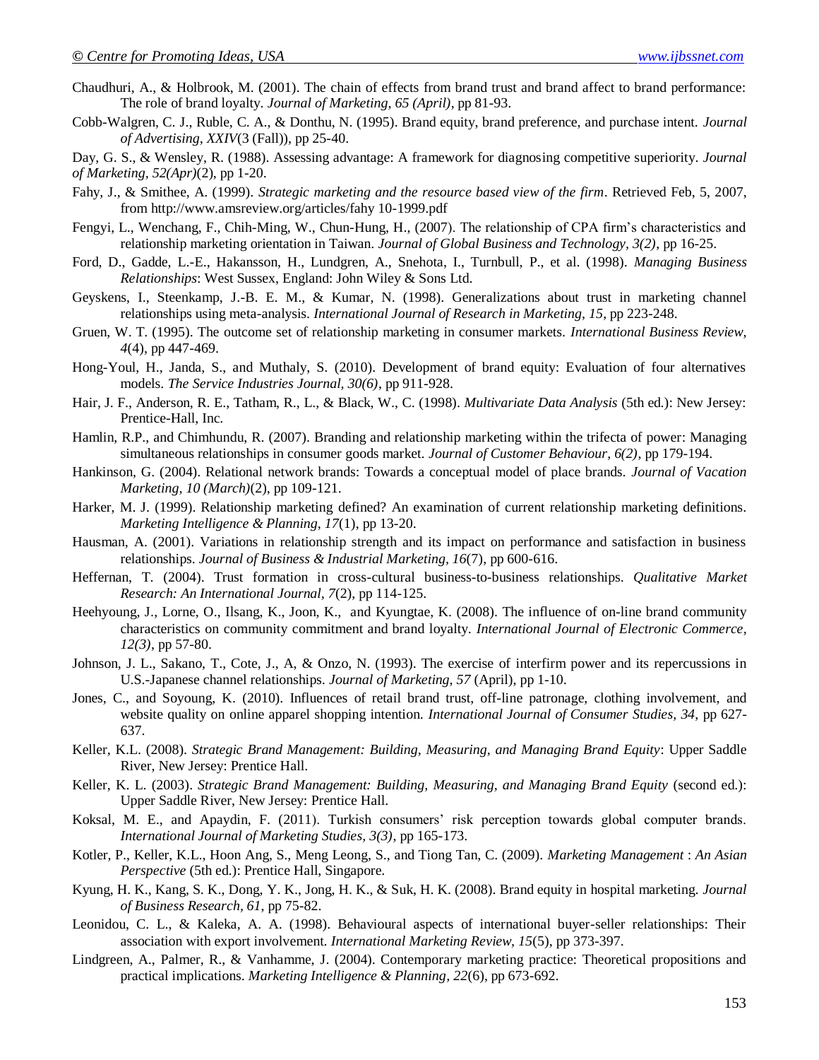Chaudhuri, A., & Holbrook, M. (2001). The chain of effects from brand trust and brand affect to brand performance: The role of brand loyalty. *Journal of Marketing, 65 (April)*, pp 81-93.

Cobb-Walgren, C. J., Ruble, C. A., & Donthu, N. (1995). Brand equity, brand preference, and purchase intent. *Journal of Advertising, XXIV*(3 (Fall)), pp 25-40.

Day, G. S., & Wensley, R. (1988). Assessing advantage: A framework for diagnosing competitive superiority. *Journal of Marketing, 52(Apr)*(2), pp 1-20.

Fahy, J., & Smithee, A. (1999). *Strategic marketing and the resource based view of the firm*. Retrieved Feb, 5, 2007, from http://www.amsreview.org/articles/fahy 10-1999.pdf

Fengyi, L., Wenchang, F., Chih-Ming, W., Chun-Hung, H., (2007). The relationship of CPA firm's characteristics and relationship marketing orientation in Taiwan. *Journal of Global Business and Technology, 3(2)*, pp 16-25.

Ford, D., Gadde, L.-E., Hakansson, H., Lundgren, A., Snehota, I., Turnbull, P., et al. (1998). *Managing Business Relationships*: West Sussex, England: John Wiley & Sons Ltd.

Geyskens, I., Steenkamp, J.-B. E. M., & Kumar, N. (1998). Generalizations about trust in marketing channel relationships using meta-analysis. *International Journal of Research in Marketing, 15*, pp 223-248.

Gruen, W. T. (1995). The outcome set of relationship marketing in consumer markets. *International Business Review, 4*(4), pp 447-469.

Hong-Youl, H., Janda, S., and Muthaly, S. (2010). Development of brand equity: Evaluation of four alternatives models. *The Service Industries Journal, 30(6)*, pp 911-928.

Hair, J. F., Anderson, R. E., Tatham, R., L., & Black, W., C. (1998). *Multivariate Data Analysis* (5th ed.): New Jersey: Prentice-Hall, Inc.

Hamlin, R.P., and Chimhundu, R. (2007). Branding and relationship marketing within the trifecta of power: Managing simultaneous relationships in consumer goods market. *Journal of Customer Behaviour, 6(2)*, pp 179-194.

Hankinson, G. (2004). Relational network brands: Towards a conceptual model of place brands. *Journal of Vacation Marketing, 10 (March)*(2), pp 109-121.

Harker, M. J. (1999). Relationship marketing defined? An examination of current relationship marketing definitions. *Marketing Intelligence & Planning, 17*(1), pp 13-20.

Hausman, A. (2001). Variations in relationship strength and its impact on performance and satisfaction in business relationships. *Journal of Business & Industrial Marketing, 16*(7), pp 600-616.

Heffernan, T. (2004). Trust formation in cross-cultural business-to-business relationships. *Qualitative Market Research: An International Journal, 7*(2), pp 114-125.

Heehyoung, J., Lorne, O., Ilsang, K., Joon, K., and Kyungtae, K. (2008). The influence of on-line brand community characteristics on community commitment and brand loyalty. *International Journal of Electronic Commerce, 12(3)*, pp 57-80.

Johnson, J. L., Sakano, T., Cote, J., A, & Onzo, N. (1993). The exercise of interfirm power and its repercussions in U.S.-Japanese channel relationships. *Journal of Marketing, 57* (April), pp 1-10.

Jones, C., and Soyoung, K. (2010). Influences of retail brand trust, off-line patronage, clothing involvement, and website quality on online apparel shopping intention. *International Journal of Consumer Studies, 34*, pp 627-637.

Keller, K.L. (2008). *Strategic Brand Management: Building, Measuring, and Managing Brand Equity*: Upper Saddle River, New Jersey: Prentice Hall.

Keller, K. L. (2003). *Strategic Brand Management: Building, Measuring, and Managing Brand Equity* (second ed.): Upper Saddle River, New Jersey: Prentice Hall.

Koksal, M. E., and Apaydin, F. (2011). Turkish consumers' risk perception towards global computer brands. *International Journal of Marketing Studies, 3(3)*, pp 165-173.

Kotler, P., Keller, K.L., Hoon Ang, S., Meng Leong, S., and Tiong Tan, C. (2009). *Marketing Management* : *An Asian Perspective* (5th ed.): Prentice Hall, Singapore.

Kyung, H. K., Kang, S. K., Dong, Y. K., Jong, H. K., & Suk, H. K. (2008). Brand equity in hospital marketing. *Journal of Business Research, 61*, pp 75-82.

Leonidou, C. L., & Kaleka, A. A. (1998). Behavioural aspects of international buyer-seller relationships: Their association with export involvement. *International Marketing Review, 15*(5), pp 373-397.

Lindgreen, A., Palmer, R., & Vanhamme, J. (2004). Contemporary marketing practice: Theoretical propositions and practical implications. *Marketing Intelligence & Planning, 22*(6), pp 673-692.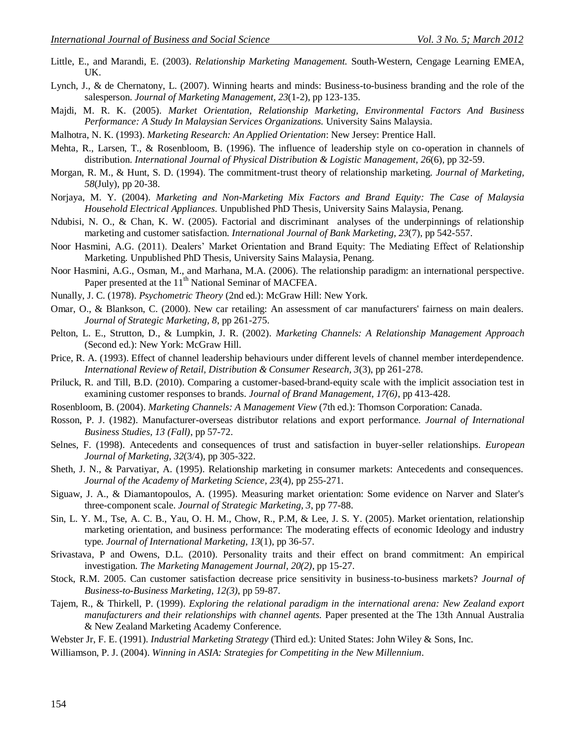Little, E., and Marandi, E. (2003). *Relationship Marketing Management.* South-Western, Cengage Learning EMEA, UK.

Lynch, J., & de Chernatony, L. (2007). Winning hearts and minds: Business-to-business branding and the role of the salesperson. *Journal of Marketing Management, 23*(1-2), pp 123-135.

Majdi, M. R. K. (2005). *Market Orientation, Relationship Marketing, Environmental Factors And Business Performance: A Study In Malaysian Services Organizations.* University Sains Malaysia.

Malhotra, N. K. (1993). *Marketing Research: An Applied Orientation*: New Jersey: Prentice Hall.

Mehta, R., Larsen, T., & Rosenbloom, B. (1996). The influence of leadership style on co-operation in channels of distribution. *International Journal of Physical Distribution & Logistic Management, 26*(6), pp 32-59.

Morgan, R. M., & Hunt, S. D. (1994). The commitment-trust theory of relationship marketing. *Journal of Marketing, 58*(July), pp 20-38.

Norjaya, M. Y. (2004). *Marketing and Non-Marketing Mix Factors and Brand Equity: The Case of Malaysia Household Electrical Appliances.* Unpublished PhD Thesis, University Sains Malaysia, Penang.

Ndubisi, N. O., & Chan, K. W. (2005). Factorial and discriminant analyses of the underpinnings of relationship marketing and customer satisfaction. *International Journal of Bank Marketing, 23*(7), pp 542-557.

Noor Hasmini, A.G. (2011). Dealers' Market Orientation and Brand Equity: The Mediating Effect of Relationship Marketing. Unpublished PhD Thesis, University Sains Malaysia, Penang.

Noor Hasmini, A.G., Osman, M., and Marhana, M.A. (2006). The relationship paradigm: an international perspective. Paper presented at the 11th National Seminar of MACFEA.

Nunally, J. C. (1978). *Psychometric Theory* (2nd ed.): McGraw Hill: New York.

Omar, O., & Blankson, C. (2000). New car retailing: An assessment of car manufacturers' fairness on main dealers. *Journal of Strategic Marketing, 8*, pp 261-275.

Pelton, L. E., Strutton, D., & Lumpkin, J. R. (2002). *Marketing Channels: A Relationship Management Approach* (Second ed.): New York: McGraw Hill.

Price, R. A. (1993). Effect of channel leadership behaviours under different levels of channel member interdependence. *International Review of Retail, Distribution & Consumer Research, 3*(3), pp 261-278.

Priluck, R. and Till, B.D. (2010). Comparing a customer-based-brand-equity scale with the implicit association test in examining customer responses to brands. *Journal of Brand Management, 17(6)*, pp 413-428.

Rosenbloom, B. (2004). *Marketing Channels: A Management View* (7th ed.): Thomson Corporation: Canada.

Rosson, P. J. (1982). Manufacturer-overseas distributor relations and export performance. *Journal of International Business Studies, 13 (Fall)*, pp 57-72.

Selnes, F. (1998). Antecedents and consequences of trust and satisfaction in buyer-seller relationships. *European Journal of Marketing, 32*(3/4), pp 305-322.

Sheth, J. N., & Parvatiyar, A. (1995). Relationship marketing in consumer markets: Antecedents and consequences. *Journal of the Academy of Marketing Science, 23*(4), pp 255-271.

Siguaw, J. A., & Diamantopoulos, A. (1995). Measuring market orientation: Some evidence on Narver and Slater's three-component scale. *Journal of Strategic Marketing, 3*, pp 77-88.

Sin, L. Y. M., Tse, A. C. B., Yau, O. H. M., Chow, R., P.M, & Lee, J. S. Y. (2005). Market orientation, relationship marketing orientation, and business performance: The moderating effects of economic Ideology and industry type. *Journal of International Marketing, 13*(1), pp 36-57.

Srivastava, P and Owens, D.L. (2010). Personality traits and their effect on brand commitment: An empirical investigation. *The Marketing Management Journal, 20(2)*, pp 15-27.

Stock, R.M. 2005. Can customer satisfaction decrease price sensitivity in business-to-business markets? *Journal of Business-to-Business Marketing, 12(3)*, pp 59-87.

Tajem, R., & Thirkell, P. (1999). *Exploring the relational paradigm in the international arena: New Zealand export manufacturers and their relationships with channel agents.* Paper presented at the The 13th Annual Australia & New Zealand Marketing Academy Conference.

Webster Jr, F. E. (1991). *Industrial Marketing Strategy* (Third ed.): United States: John Wiley & Sons, Inc.

Williamson, P. J. (2004). *Winning in ASIA: Strategies for Competiting in the New Millennium*.